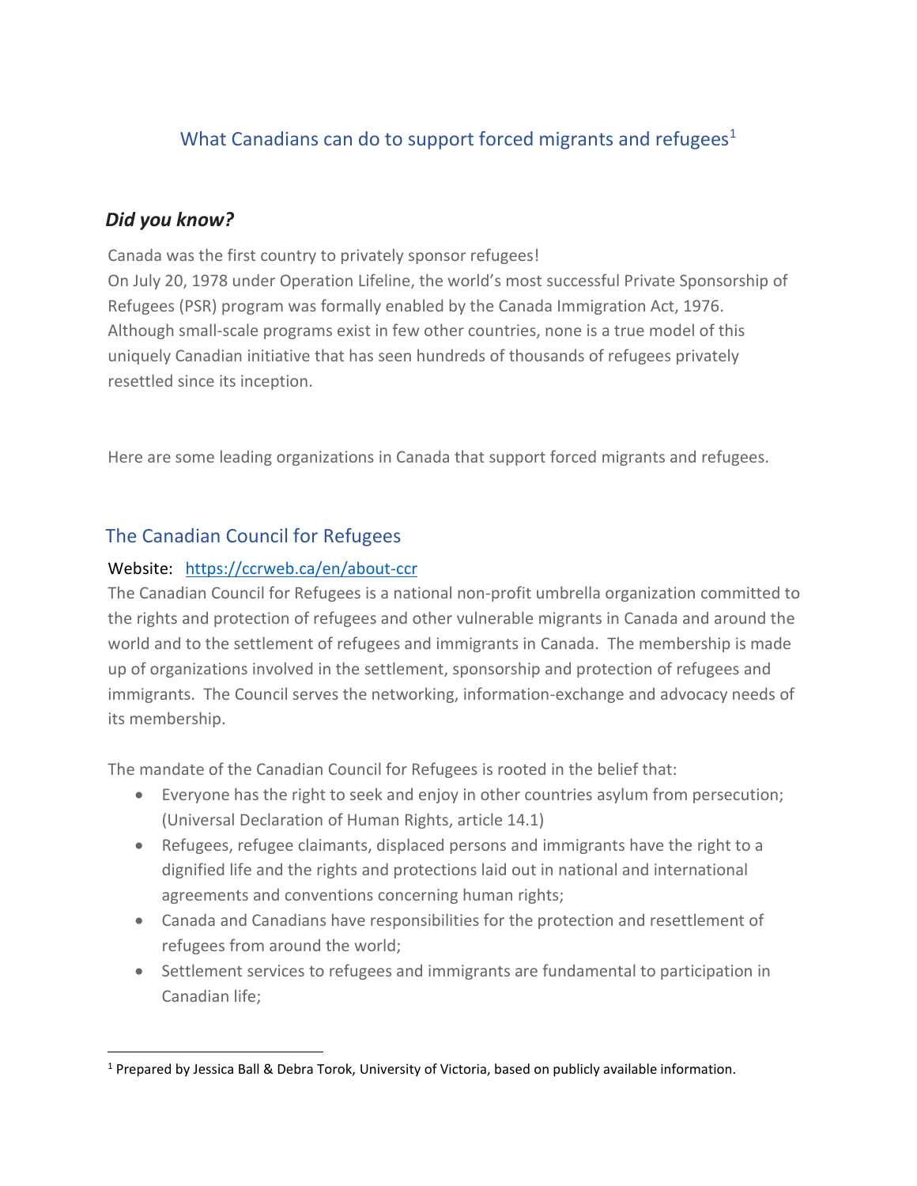# What Canadians can do to support forced migrants and refugees[1]

### *Did you know?*

Canada was the first country to privately sponsor refugees!
On July 20, 1978 under Operation Lifeline, the world's most successful Private Sponsorship of Refugees (PSR) program was formally enabled by the Canada Immigration Act, 1976. Although small-scale programs exist in few other countries, none is a true model of this uniquely Canadian initiative that has seen hundreds of thousands of refugees privately resettled since its inception.

Here are some leading organizations in Canada that support forced migrants and refugees.

## The Canadian Council for Refugees

Website: [https://ccrweb.ca/en/about-ccr](https://ccrweb.ca/en/about-ccr)

The Canadian Council for Refugees is a national non-profit umbrella organization committed to the rights and protection of refugees and other vulnerable migrants in Canada and around the world and to the settlement of refugees and immigrants in Canada. The membership is made up of organizations involved in the settlement, sponsorship and protection of refugees and immigrants. The Council serves the networking, information-exchange and advocacy needs of its membership.

The mandate of the Canadian Council for Refugees is rooted in the belief that:

- Everyone has the right to seek and enjoy in other countries asylum from persecution; (Universal Declaration of Human Rights, article 14.1)
- Refugees, refugee claimants, displaced persons and immigrants have the right to a dignified life and the rights and protections laid out in national and international agreements and conventions concerning human rights;
- Canada and Canadians have responsibilities for the protection and resettlement of refugees from around the world;
- Settlement services to refugees and immigrants are fundamental to participation in Canadian life;

[1] Prepared by Jessica Ball & Debra Torok, University of Victoria, based on publicly available information.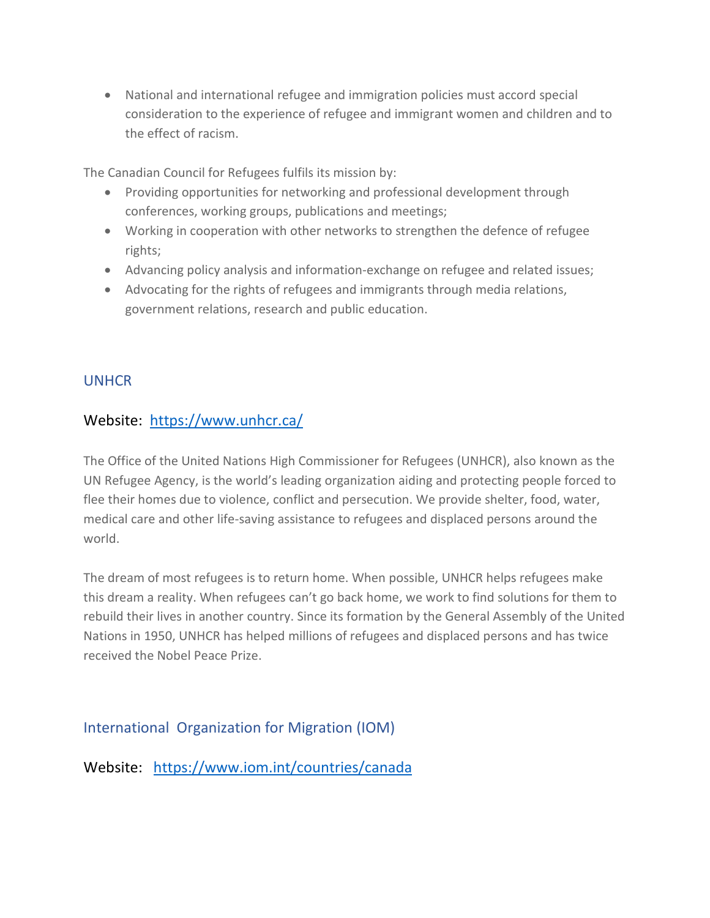- National and international refugee and immigration policies must accord special consideration to the experience of refugee and immigrant women and children and to the effect of racism.

The Canadian Council for Refugees fulfils its mission by:

- Providing opportunities for networking and professional development through conferences, working groups, publications and meetings;
- Working in cooperation with other networks to strengthen the defence of refugee rights;
- Advancing policy analysis and information-exchange on refugee and related issues;
- Advocating for the rights of refugees and immigrants through media relations, government relations, research and public education.

## UNHCR

Website: [https://www.unhcr.ca/](https://www.unhcr.ca/)

The Office of the United Nations High Commissioner for Refugees (UNHCR), also known as the UN Refugee Agency, is the world's leading organization aiding and protecting people forced to flee their homes due to violence, conflict and persecution. We provide shelter, food, water, medical care and other life-saving assistance to refugees and displaced persons around the world.

The dream of most refugees is to return home. When possible, UNHCR helps refugees make this dream a reality. When refugees can't go back home, we work to find solutions for them to rebuild their lives in another country. Since its formation by the General Assembly of the United Nations in 1950, UNHCR has helped millions of refugees and displaced persons and has twice received the Nobel Peace Prize.

## International Organization for Migration (IOM)

Website: [https://www.iom.int/countries/canada](https://www.iom.int/countries/canada)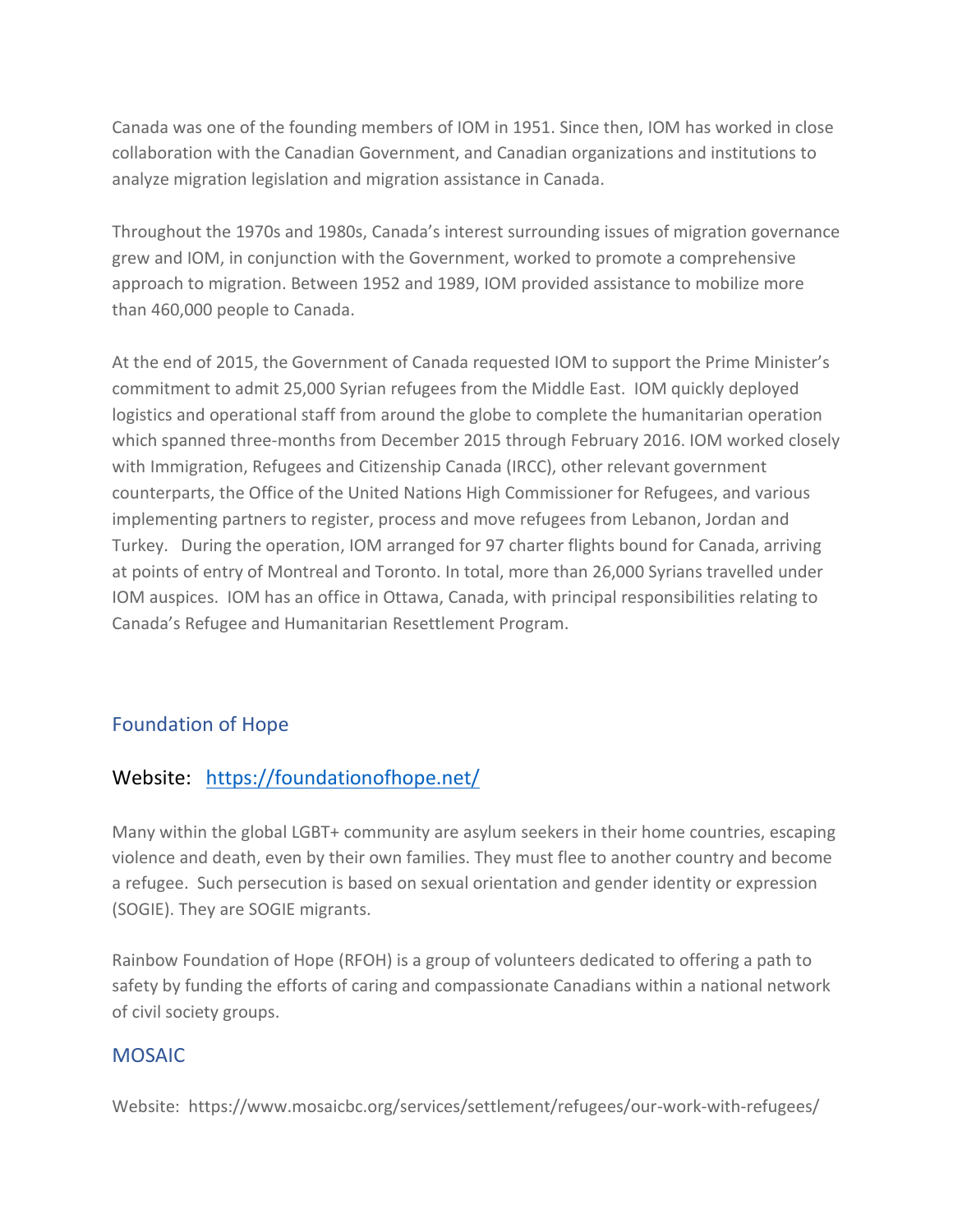Canada was one of the founding members of IOM in 1951. Since then, IOM has worked in close collaboration with the Canadian Government, and Canadian organizations and institutions to analyze migration legislation and migration assistance in Canada.

Throughout the 1970s and 1980s, Canada's interest surrounding issues of migration governance grew and IOM, in conjunction with the Government, worked to promote a comprehensive approach to migration. Between 1952 and 1989, IOM provided assistance to mobilize more than 460,000 people to Canada.

At the end of 2015, the Government of Canada requested IOM to support the Prime Minister's commitment to admit 25,000 Syrian refugees from the Middle East. IOM quickly deployed logistics and operational staff from around the globe to complete the humanitarian operation which spanned three-months from December 2015 through February 2016. IOM worked closely with Immigration, Refugees and Citizenship Canada (IRCC), other relevant government counterparts, the Office of the United Nations High Commissioner for Refugees, and various implementing partners to register, process and move refugees from Lebanon, Jordan and Turkey. During the operation, IOM arranged for 97 charter flights bound for Canada, arriving at points of entry of Montreal and Toronto. In total, more than 26,000 Syrians travelled under IOM auspices. IOM has an office in Ottawa, Canada, with principal responsibilities relating to Canada's Refugee and Humanitarian Resettlement Program.

## Foundation of Hope

Website: [https://foundationofhope.net/](https://foundationofhope.net/)

Many within the global LGBT+ community are asylum seekers in their home countries, escaping violence and death, even by their own families. They must flee to another country and become a refugee. Such persecution is based on sexual orientation and gender identity or expression (SOGIE). They are SOGIE migrants.

Rainbow Foundation of Hope (RFOH) is a group of volunteers dedicated to offering a path to safety by funding the efforts of caring and compassionate Canadians within a national network of civil society groups.

## MOSAIC

Website: https://www.mosaicbc.org/services/settlement/refugees/our-work-with-refugees/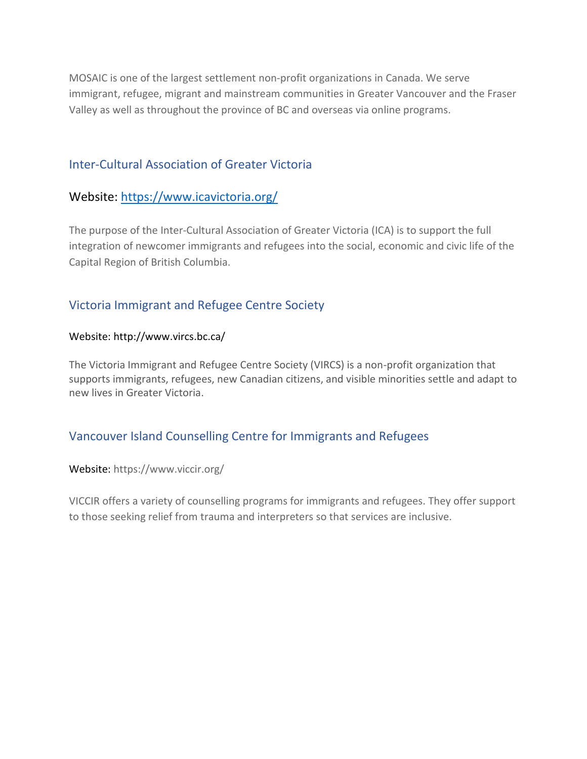MOSAIC is one of the largest settlement non-profit organizations in Canada. We serve immigrant, refugee, migrant and mainstream communities in Greater Vancouver and the Fraser Valley as well as throughout the province of BC and overseas via online programs.

## Inter-Cultural Association of Greater Victoria

Website: [https://www.icavictoria.org/](https://www.icavictoria.org/)

The purpose of the Inter-Cultural Association of Greater Victoria (ICA) is to support the full integration of newcomer immigrants and refugees into the social, economic and civic life of the Capital Region of British Columbia.

## Victoria Immigrant and Refugee Centre Society

Website: http://www.vircs.bc.ca/

The Victoria Immigrant and Refugee Centre Society (VIRCS) is a non-profit organization that supports immigrants, refugees, new Canadian citizens, and visible minorities settle and adapt to new lives in Greater Victoria.

## Vancouver Island Counselling Centre for Immigrants and Refugees

Website: https://www.viccir.org/

VICCIR offers a variety of counselling programs for immigrants and refugees. They offer support to those seeking relief from trauma and interpreters so that services are inclusive.